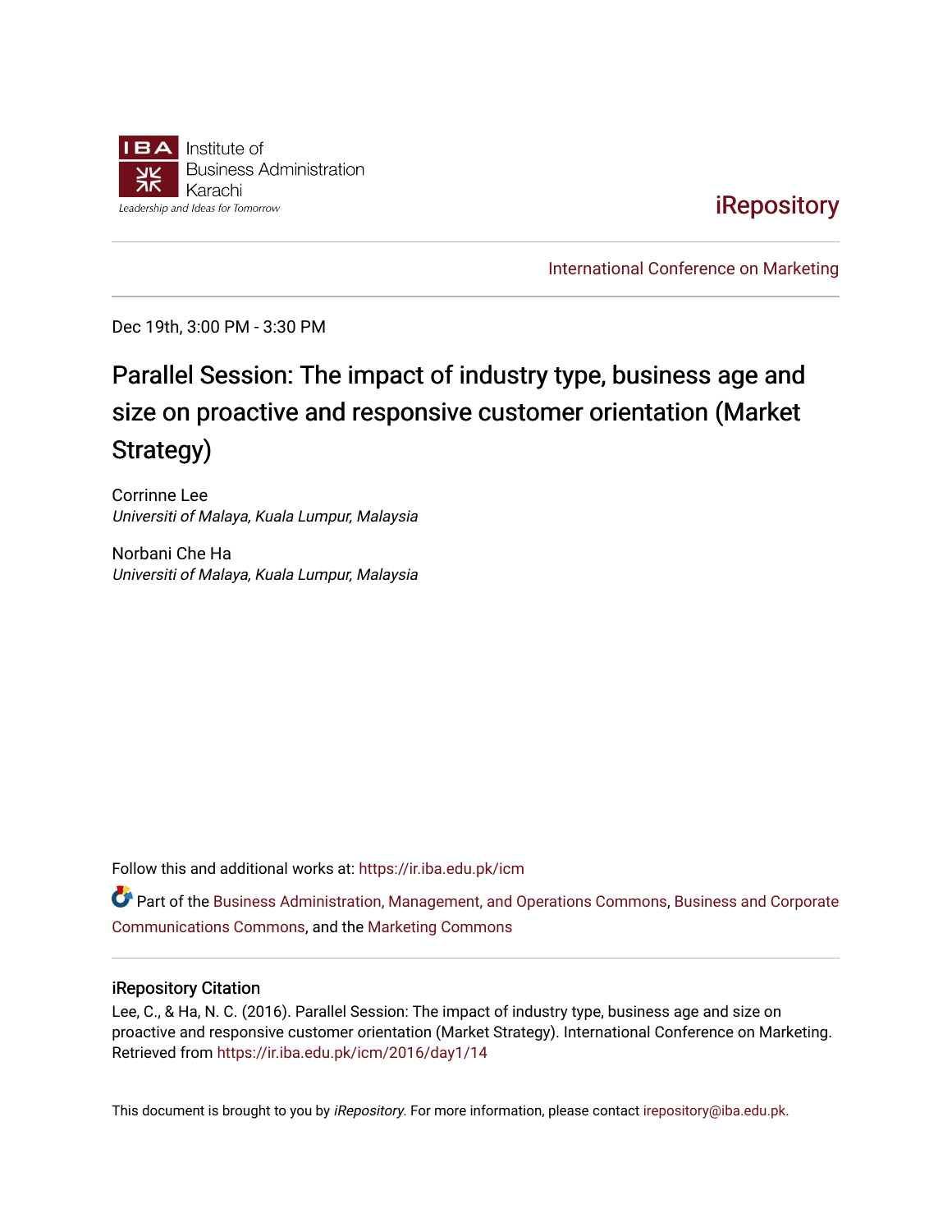Institute of
Business Administration
Karachi
Leadership and Ideas for Tomorrow

iRepository

International Conference on Marketing

Dec 19th, 3:00 PM - 3:30 PM

# Parallel Session: The impact of industry type, business age and size on proactive and responsive customer orientation (Market Strategy)

Corrinne Lee
*Universiti of Malaya, Kuala Lumpur, Malaysia*

Norbani Che Ha
*Universiti of Malaya, Kuala Lumpur, Malaysia*

Follow this and additional works at: https://ir.iba.edu.pk/icm

Part of the Business Administration, Management, and Operations Commons, Business and Corporate Communications Commons, and the Marketing Commons

## iRepository Citation

Lee, C., & Ha, N. C. (2016). Parallel Session: The impact of industry type, business age and size on proactive and responsive customer orientation (Market Strategy). International Conference on Marketing. Retrieved from https://ir.iba.edu.pk/icm/2016/day1/14

This document is brought to you by *iRepository*. For more information, please contact irepository@iba.edu.pk.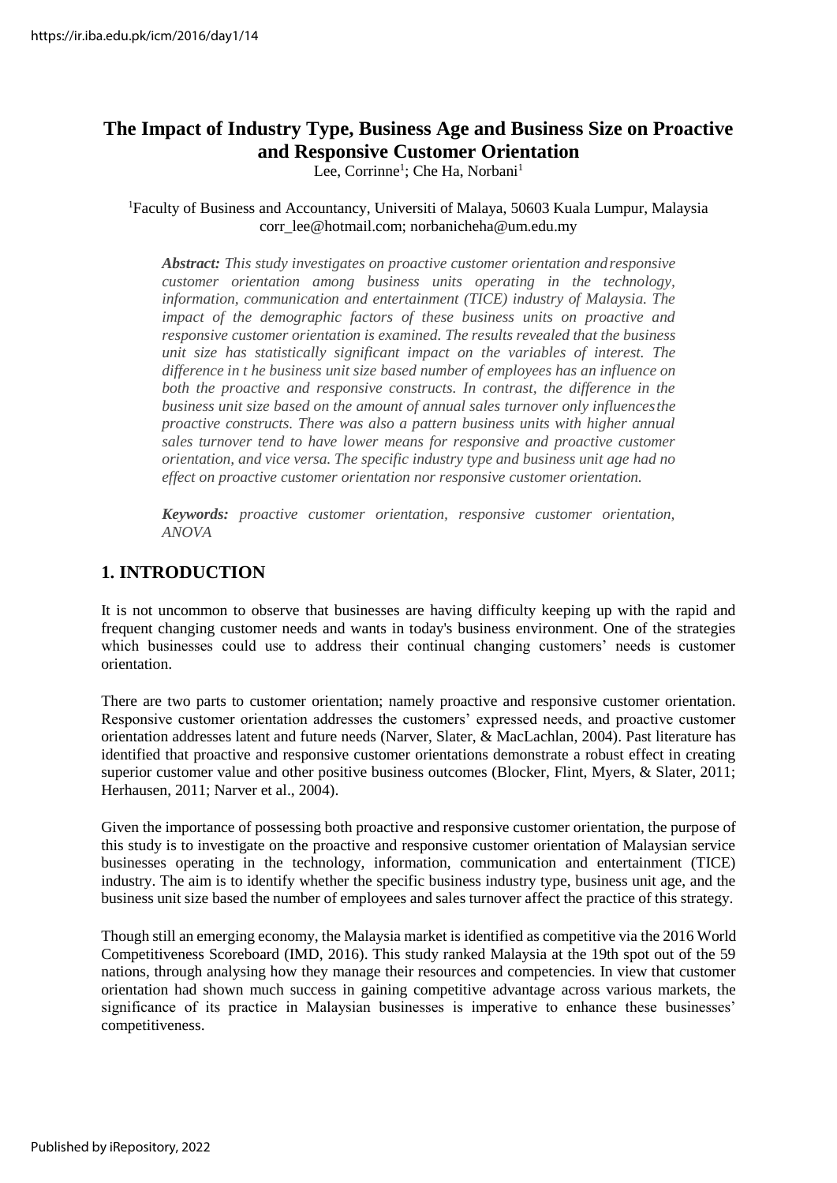# The Impact of Industry Type, Business Age and Business Size on Proactive and Responsive Customer Orientation

Lee, Corrinne[1]; Che Ha, Norbani[1]

[1]Faculty of Business and Accountancy, Universiti of Malaya, 50603 Kuala Lumpur, Malaysia
corr_lee@hotmail.com; norbanicheha@um.edu.my

***Abstract:*** *This study investigates on proactive customer orientation and responsive customer orientation among business units operating in the technology, information, communication and entertainment (TICE) industry of Malaysia. The impact of the demographic factors of these business units on proactive and responsive customer orientation is examined. The results revealed that the business unit size has statistically significant impact on the variables of interest. The difference in t he business unit size based number of employees has an influence on both the proactive and responsive constructs. In contrast, the difference in the business unit size based on the amount of annual sales turnover only influences the proactive constructs. There was also a pattern business units with higher annual sales turnover tend to have lower means for responsive and proactive customer orientation, and vice versa. The specific industry type and business unit age had no effect on proactive customer orientation nor responsive customer orientation.*

***Keywords:*** *proactive customer orientation, responsive customer orientation, ANOVA*

## 1. INTRODUCTION

It is not uncommon to observe that businesses are having difficulty keeping up with the rapid and frequent changing customer needs and wants in today's business environment. One of the strategies which businesses could use to address their continual changing customers' needs is customer orientation.

There are two parts to customer orientation; namely proactive and responsive customer orientation. Responsive customer orientation addresses the customers' expressed needs, and proactive customer orientation addresses latent and future needs (Narver, Slater, & MacLachlan, 2004). Past literature has identified that proactive and responsive customer orientations demonstrate a robust effect in creating superior customer value and other positive business outcomes (Blocker, Flint, Myers, & Slater, 2011; Herhausen, 2011; Narver et al., 2004).

Given the importance of possessing both proactive and responsive customer orientation, the purpose of this study is to investigate on the proactive and responsive customer orientation of Malaysian service businesses operating in the technology, information, communication and entertainment (TICE) industry. The aim is to identify whether the specific business industry type, business unit age, and the business unit size based the number of employees and sales turnover affect the practice of this strategy.

Though still an emerging economy, the Malaysia market is identified as competitive via the 2016 World Competitiveness Scoreboard (IMD, 2016). This study ranked Malaysia at the 19th spot out of the 59 nations, through analysing how they manage their resources and competencies. In view that customer orientation had shown much success in gaining competitive advantage across various markets, the significance of its practice in Malaysian businesses is imperative to enhance these businesses' competitiveness.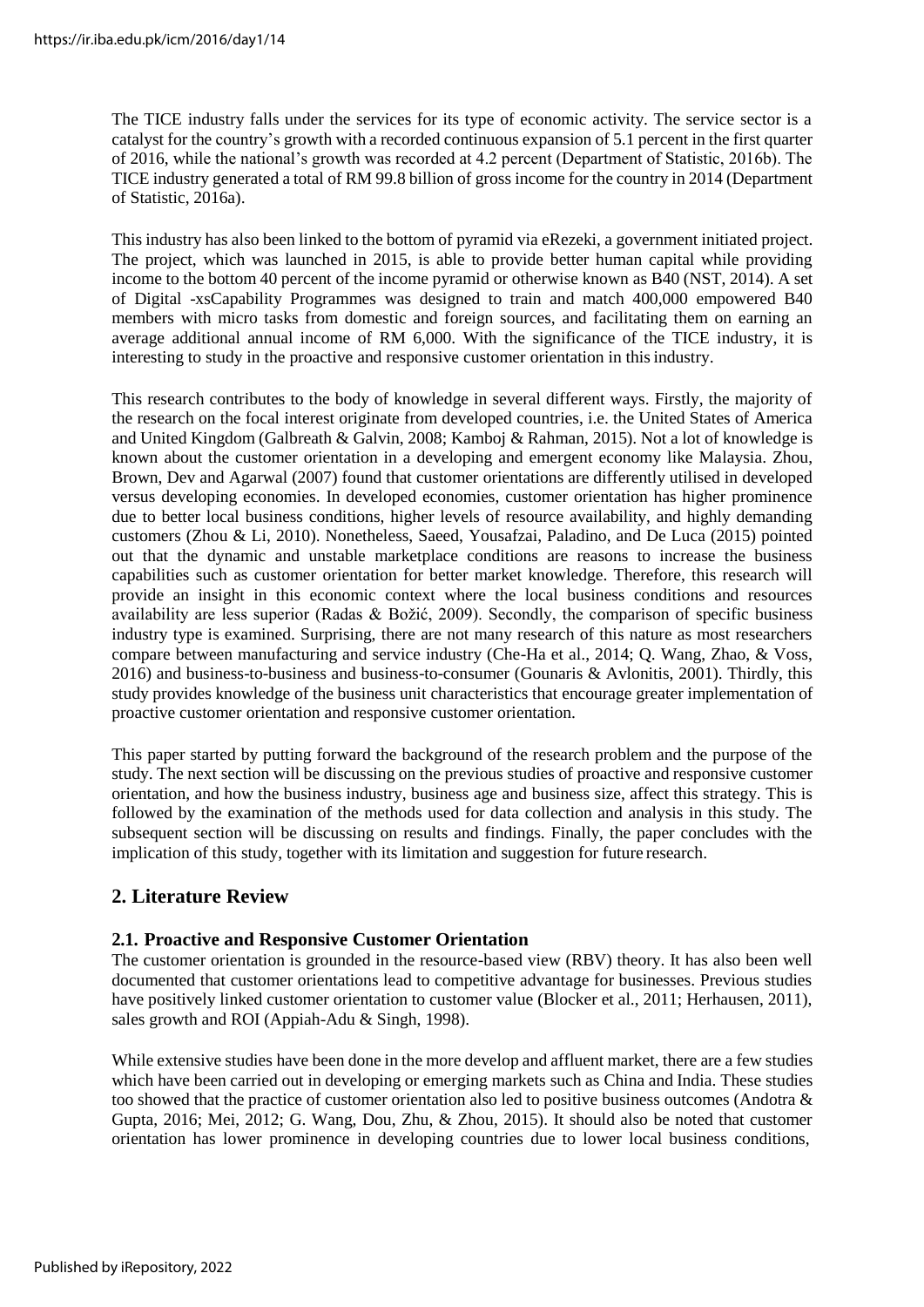The TICE industry falls under the services for its type of economic activity. The service sector is a catalyst for the country's growth with a recorded continuous expansion of 5.1 percent in the first quarter of 2016, while the national's growth was recorded at 4.2 percent (Department of Statistic, 2016b). The TICE industry generated a total of RM 99.8 billion of gross income for the country in 2014 (Department of Statistic, 2016a).

This industry has also been linked to the bottom of pyramid via eRezeki, a government initiated project. The project, which was launched in 2015, is able to provide better human capital while providing income to the bottom 40 percent of the income pyramid or otherwise known as B40 (NST, 2014). A set of Digital -xsCapability Programmes was designed to train and match 400,000 empowered B40 members with micro tasks from domestic and foreign sources, and facilitating them on earning an average additional annual income of RM 6,000. With the significance of the TICE industry, it is interesting to study in the proactive and responsive customer orientation in this industry.

This research contributes to the body of knowledge in several different ways. Firstly, the majority of the research on the focal interest originate from developed countries, i.e. the United States of America and United Kingdom (Galbreath & Galvin, 2008; Kamboj & Rahman, 2015). Not a lot of knowledge is known about the customer orientation in a developing and emergent economy like Malaysia. Zhou, Brown, Dev and Agarwal (2007) found that customer orientations are differently utilised in developed versus developing economies. In developed economies, customer orientation has higher prominence due to better local business conditions, higher levels of resource availability, and highly demanding customers (Zhou & Li, 2010). Nonetheless, Saeed, Yousafzai, Paladino, and De Luca (2015) pointed out that the dynamic and unstable marketplace conditions are reasons to increase the business capabilities such as customer orientation for better market knowledge. Therefore, this research will provide an insight in this economic context where the local business conditions and resources availability are less superior (Radas & Božić, 2009). Secondly, the comparison of specific business industry type is examined. Surprising, there are not many research of this nature as most researchers compare between manufacturing and service industry (Che-Ha et al., 2014; Q. Wang, Zhao, & Voss, 2016) and business-to-business and business-to-consumer (Gounaris & Avlonitis, 2001). Thirdly, this study provides knowledge of the business unit characteristics that encourage greater implementation of proactive customer orientation and responsive customer orientation.

This paper started by putting forward the background of the research problem and the purpose of the study. The next section will be discussing on the previous studies of proactive and responsive customer orientation, and how the business industry, business age and business size, affect this strategy. This is followed by the examination of the methods used for data collection and analysis in this study. The subsequent section will be discussing on results and findings. Finally, the paper concludes with the implication of this study, together with its limitation and suggestion for future research.

## 2. Literature Review

### 2.1. Proactive and Responsive Customer Orientation

The customer orientation is grounded in the resource-based view (RBV) theory. It has also been well documented that customer orientations lead to competitive advantage for businesses. Previous studies have positively linked customer orientation to customer value (Blocker et al., 2011; Herhausen, 2011), sales growth and ROI (Appiah-Adu & Singh, 1998).

While extensive studies have been done in the more develop and affluent market, there are a few studies which have been carried out in developing or emerging markets such as China and India. These studies too showed that the practice of customer orientation also led to positive business outcomes (Andotra & Gupta, 2016; Mei, 2012; G. Wang, Dou, Zhu, & Zhou, 2015). It should also be noted that customer orientation has lower prominence in developing countries due to lower local business conditions,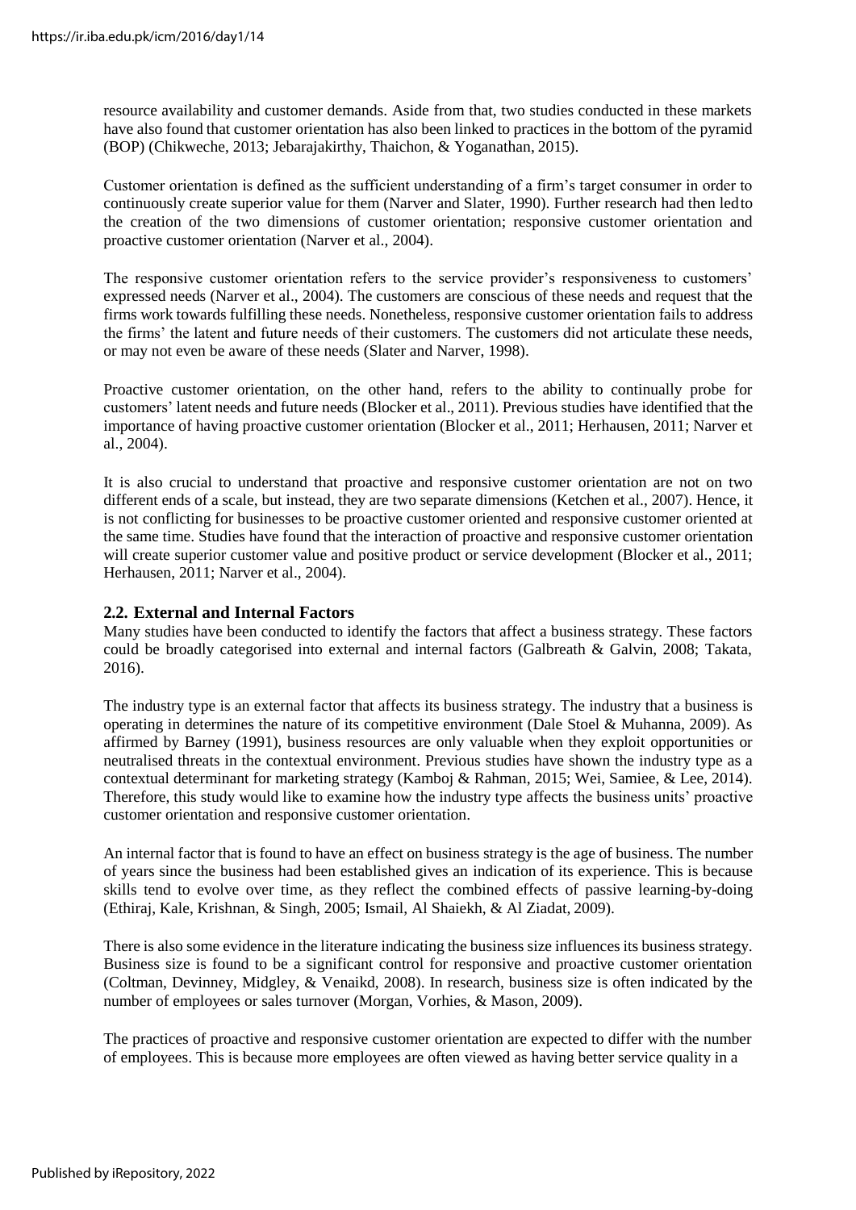resource availability and customer demands. Aside from that, two studies conducted in these markets have also found that customer orientation has also been linked to practices in the bottom of the pyramid (BOP) (Chikweche, 2013; Jebarajakirthy, Thaichon, & Yoganathan, 2015).

Customer orientation is defined as the sufficient understanding of a firm's target consumer in order to continuously create superior value for them (Narver and Slater, 1990). Further research had then led to the creation of the two dimensions of customer orientation; responsive customer orientation and proactive customer orientation (Narver et al., 2004).

The responsive customer orientation refers to the service provider's responsiveness to customers' expressed needs (Narver et al., 2004). The customers are conscious of these needs and request that the firms work towards fulfilling these needs. Nonetheless, responsive customer orientation fails to address the firms' the latent and future needs of their customers. The customers did not articulate these needs, or may not even be aware of these needs (Slater and Narver, 1998).

Proactive customer orientation, on the other hand, refers to the ability to continually probe for customers' latent needs and future needs (Blocker et al., 2011). Previous studies have identified that the importance of having proactive customer orientation (Blocker et al., 2011; Herhausen, 2011; Narver et al., 2004).

It is also crucial to understand that proactive and responsive customer orientation are not on two different ends of a scale, but instead, they are two separate dimensions (Ketchen et al., 2007). Hence, it is not conflicting for businesses to be proactive customer oriented and responsive customer oriented at the same time. Studies have found that the interaction of proactive and responsive customer orientation will create superior customer value and positive product or service development (Blocker et al., 2011; Herhausen, 2011; Narver et al., 2004).

## 2.2. External and Internal Factors

Many studies have been conducted to identify the factors that affect a business strategy. These factors could be broadly categorised into external and internal factors (Galbreath & Galvin, 2008; Takata, 2016).

The industry type is an external factor that affects its business strategy. The industry that a business is operating in determines the nature of its competitive environment (Dale Stoel & Muhanna, 2009). As affirmed by Barney (1991), business resources are only valuable when they exploit opportunities or neutralised threats in the contextual environment. Previous studies have shown the industry type as a contextual determinant for marketing strategy (Kamboj & Rahman, 2015; Wei, Samiee, & Lee, 2014). Therefore, this study would like to examine how the industry type affects the business units' proactive customer orientation and responsive customer orientation.

An internal factor that is found to have an effect on business strategy is the age of business. The number of years since the business had been established gives an indication of its experience. This is because skills tend to evolve over time, as they reflect the combined effects of passive learning-by-doing (Ethiraj, Kale, Krishnan, & Singh, 2005; Ismail, Al Shaiekh, & Al Ziadat, 2009).

There is also some evidence in the literature indicating the business size influences its business strategy. Business size is found to be a significant control for responsive and proactive customer orientation (Coltman, Devinney, Midgley, & Venaikd, 2008). In research, business size is often indicated by the number of employees or sales turnover (Morgan, Vorhies, & Mason, 2009).

The practices of proactive and responsive customer orientation are expected to differ with the number of employees. This is because more employees are often viewed as having better service quality in a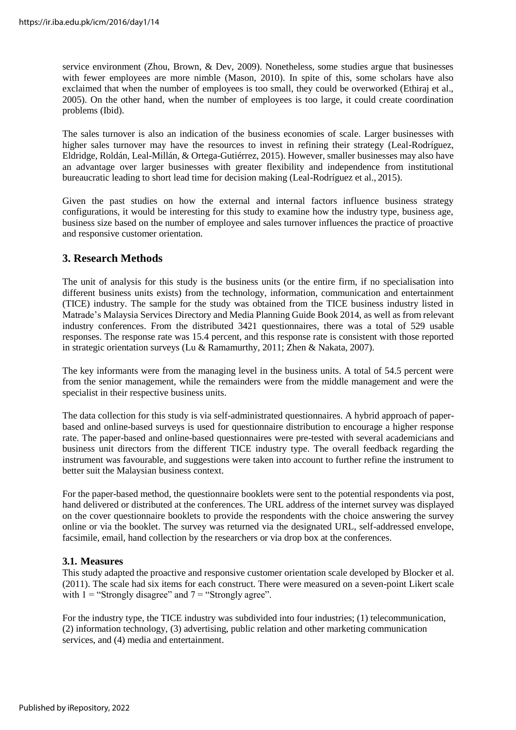service environment (Zhou, Brown, & Dev, 2009). Nonetheless, some studies argue that businesses with fewer employees are more nimble (Mason, 2010). In spite of this, some scholars have also exclaimed that when the number of employees is too small, they could be overworked (Ethiraj et al., 2005). On the other hand, when the number of employees is too large, it could create coordination problems (Ibid).

The sales turnover is also an indication of the business economies of scale. Larger businesses with higher sales turnover may have the resources to invest in refining their strategy (Leal-Rodríguez, Eldridge, Roldán, Leal-Millán, & Ortega-Gutiérrez, 2015). However, smaller businesses may also have an advantage over larger businesses with greater flexibility and independence from institutional bureaucratic leading to short lead time for decision making (Leal-Rodríguez et al., 2015).

Given the past studies on how the external and internal factors influence business strategy configurations, it would be interesting for this study to examine how the industry type, business age, business size based on the number of employee and sales turnover influences the practice of proactive and responsive customer orientation.

## 3. Research Methods

The unit of analysis for this study is the business units (or the entire firm, if no specialisation into different business units exists) from the technology, information, communication and entertainment (TICE) industry. The sample for the study was obtained from the TICE business industry listed in Matrade's Malaysia Services Directory and Media Planning Guide Book 2014, as well as from relevant industry conferences. From the distributed 3421 questionnaires, there was a total of 529 usable responses. The response rate was 15.4 percent, and this response rate is consistent with those reported in strategic orientation surveys (Lu & Ramamurthy, 2011; Zhen & Nakata, 2007).

The key informants were from the managing level in the business units. A total of 54.5 percent were from the senior management, while the remainders were from the middle management and were the specialist in their respective business units.

The data collection for this study is via self-administrated questionnaires. A hybrid approach of paper-based and online-based surveys is used for questionnaire distribution to encourage a higher response rate. The paper-based and online-based questionnaires were pre-tested with several academicians and business unit directors from the different TICE industry type. The overall feedback regarding the instrument was favourable, and suggestions were taken into account to further refine the instrument to better suit the Malaysian business context.

For the paper-based method, the questionnaire booklets were sent to the potential respondents via post, hand delivered or distributed at the conferences. The URL address of the internet survey was displayed on the cover questionnaire booklets to provide the respondents with the choice answering the survey online or via the booklet. The survey was returned via the designated URL, self-addressed envelope, facsimile, email, hand collection by the researchers or via drop box at the conferences.

### 3.1. Measures

This study adapted the proactive and responsive customer orientation scale developed by Blocker et al. (2011). The scale had six items for each construct. There were measured on a seven-point Likert scale with 1 = "Strongly disagree" and 7 = "Strongly agree".

For the industry type, the TICE industry was subdivided into four industries; (1) telecommunication, (2) information technology, (3) advertising, public relation and other marketing communication services, and (4) media and entertainment.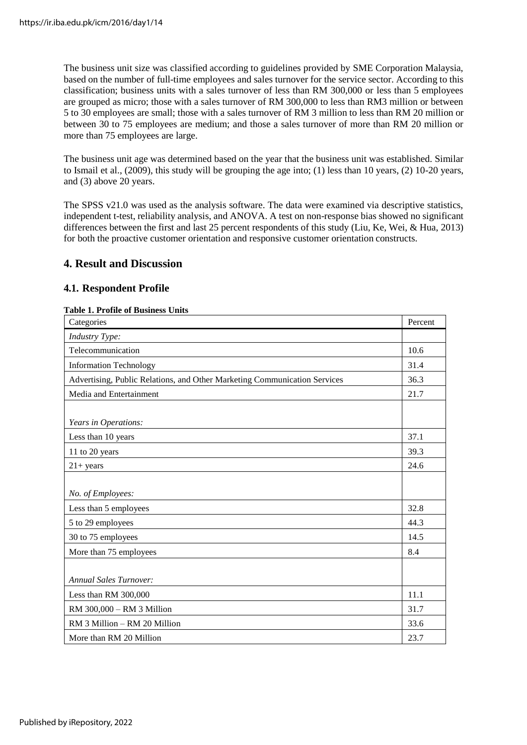The business unit size was classified according to guidelines provided by SME Corporation Malaysia, based on the number of full-time employees and sales turnover for the service sector. According to this classification; business units with a sales turnover of less than RM 300,000 or less than 5 employees are grouped as micro; those with a sales turnover of RM 300,000 to less than RM3 million or between 5 to 30 employees are small; those with a sales turnover of RM 3 million to less than RM 20 million or between 30 to 75 employees are medium; and those a sales turnover of more than RM 20 million or more than 75 employees are large.

The business unit age was determined based on the year that the business unit was established. Similar to Ismail et al., (2009), this study will be grouping the age into; (1) less than 10 years, (2) 10-20 years, and (3) above 20 years.

The SPSS v21.0 was used as the analysis software. The data were examined via descriptive statistics, independent t-test, reliability analysis, and ANOVA. A test on non-response bias showed no significant differences between the first and last 25 percent respondents of this study (Liu, Ke, Wei, & Hua, 2013) for both the proactive customer orientation and responsive customer orientation constructs.

## 4. Result and Discussion

### 4.1. Respondent Profile

**Table 1. Profile of Business Units**

| Categories | Percent |
|---|---|
| *Industry Type:* | |
| Telecommunication | 10.6 |
| Information Technology | 31.4 |
| Advertising, Public Relations, and Other Marketing Communication Services | 36.3 |
| Media and Entertainment | 21.7 |
| *Years in Operations:* | |
| Less than 10 years | 37.1 |
| 11 to 20 years | 39.3 |
| 21+ years | 24.6 |
| *No. of Employees:* | |
| Less than 5 employees | 32.8 |
| 5 to 29 employees | 44.3 |
| 30 to 75 employees | 14.5 |
| More than 75 employees | 8.4 |
| *Annual Sales Turnover:* | |
| Less than RM 300,000 | 11.1 |
| RM 300,000 – RM 3 Million | 31.7 |
| RM 3 Million – RM 20 Million | 33.6 |
| More than RM 20 Million | 23.7 |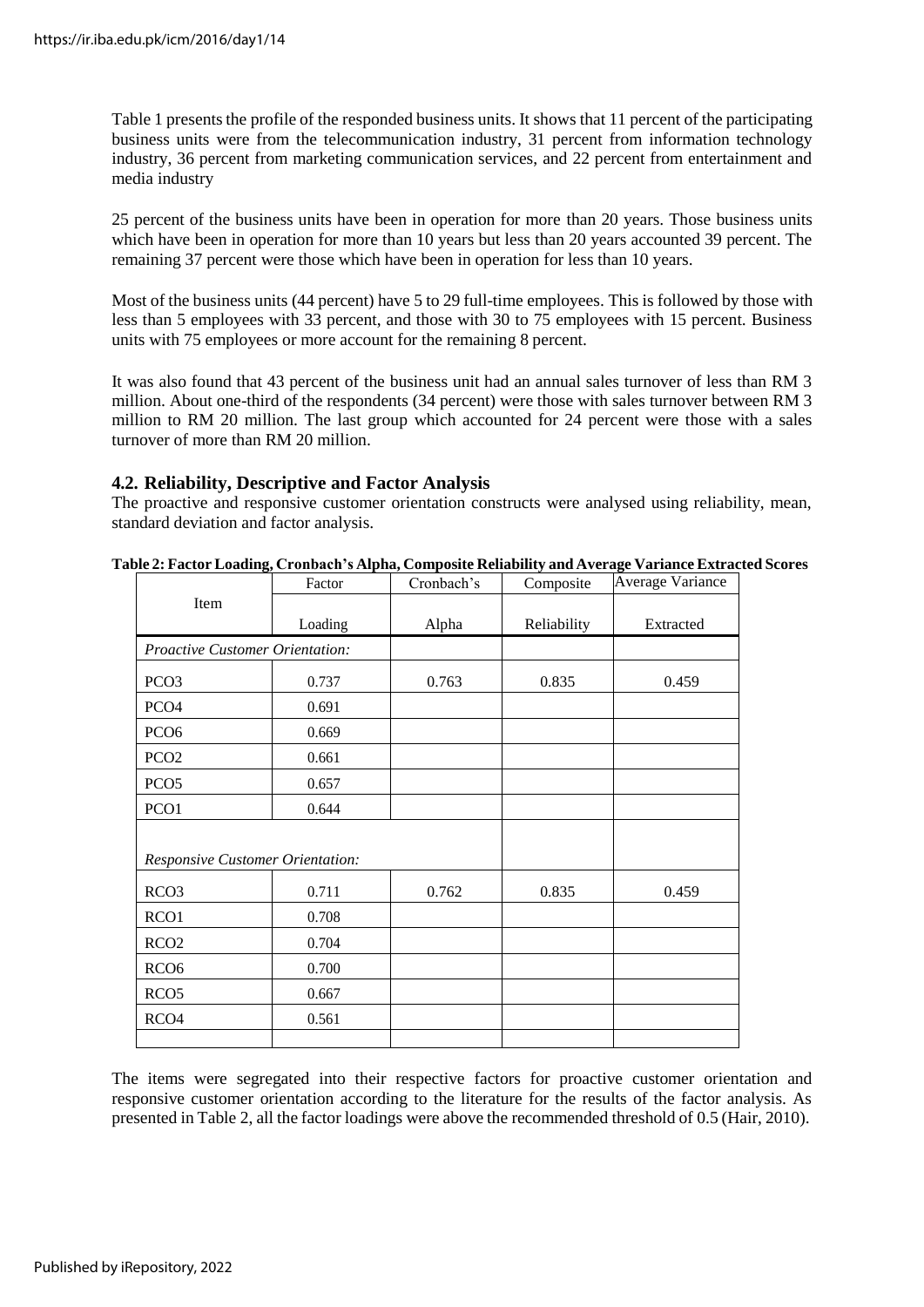Table 1 presents the profile of the responded business units. It shows that 11 percent of the participating business units were from the telecommunication industry, 31 percent from information technology industry, 36 percent from marketing communication services, and 22 percent from entertainment and media industry

25 percent of the business units have been in operation for more than 20 years. Those business units which have been in operation for more than 10 years but less than 20 years accounted 39 percent. The remaining 37 percent were those which have been in operation for less than 10 years.

Most of the business units (44 percent) have 5 to 29 full-time employees. This is followed by those with less than 5 employees with 33 percent, and those with 30 to 75 employees with 15 percent. Business units with 75 employees or more account for the remaining 8 percent.

It was also found that 43 percent of the business unit had an annual sales turnover of less than RM 3 million. About one-third of the respondents (34 percent) were those with sales turnover between RM 3 million to RM 20 million. The last group which accounted for 24 percent were those with a sales turnover of more than RM 20 million.

### 4.2. Reliability, Descriptive and Factor Analysis

The proactive and responsive customer orientation constructs were analysed using reliability, mean, standard deviation and factor analysis.

**Table 2: Factor Loading, Cronbach's Alpha, Composite Reliability and Average Variance Extracted Scores**

| Item | Factor Loading | Cronbach's Alpha | Composite Reliability | Average Variance Extracted |
|---|---|---|---|---|
| *Proactive Customer Orientation:* | | | | |
| PCO3 | 0.737 | 0.763 | 0.835 | 0.459 |
| PCO4 | 0.691 | | | |
| PCO6 | 0.669 | | | |
| PCO2 | 0.661 | | | |
| PCO5 | 0.657 | | | |
| PCO1 | 0.644 | | | |
| *Responsive Customer Orientation:* | | | | |
| RCO3 | 0.711 | 0.762 | 0.835 | 0.459 |
| RCO1 | 0.708 | | | |
| RCO2 | 0.704 | | | |
| RCO6 | 0.700 | | | |
| RCO5 | 0.667 | | | |
| RCO4 | 0.561 | | | |

The items were segregated into their respective factors for proactive customer orientation and responsive customer orientation according to the literature for the results of the factor analysis. As presented in Table 2, all the factor loadings were above the recommended threshold of 0.5 (Hair, 2010).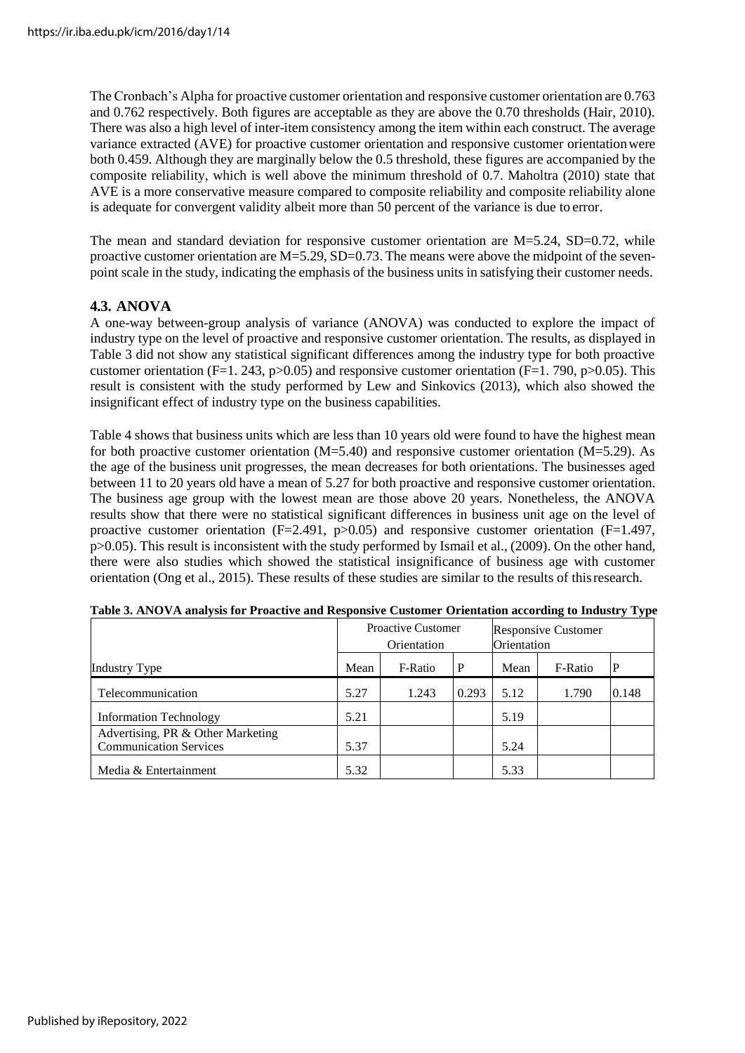The Cronbach's Alpha for proactive customer orientation and responsive customer orientation are 0.763 and 0.762 respectively. Both figures are acceptable as they are above the 0.70 thresholds (Hair, 2010). There was also a high level of inter-item consistency among the item within each construct. The average variance extracted (AVE) for proactive customer orientation and responsive customer orientation were both 0.459. Although they are marginally below the 0.5 threshold, these figures are accompanied by the composite reliability, which is well above the minimum threshold of 0.7. Maholtra (2010) state that AVE is a more conservative measure compared to composite reliability and composite reliability alone is adequate for convergent validity albeit more than 50 percent of the variance is due to error.

The mean and standard deviation for responsive customer orientation are M=5.24, SD=0.72, while proactive customer orientation are M=5.29, SD=0.73. The means were above the midpoint of the seven-point scale in the study, indicating the emphasis of the business units in satisfying their customer needs.

### 4.3. ANOVA

A one-way between-group analysis of variance (ANOVA) was conducted to explore the impact of industry type on the level of proactive and responsive customer orientation. The results, as displayed in Table 3 did not show any statistical significant differences among the industry type for both proactive customer orientation (F=1. 243, p>0.05) and responsive customer orientation (F=1. 790, p>0.05). This result is consistent with the study performed by Lew and Sinkovics (2013), which also showed the insignificant effect of industry type on the business capabilities.

Table 4 shows that business units which are less than 10 years old were found to have the highest mean for both proactive customer orientation (M=5.40) and responsive customer orientation (M=5.29). As the age of the business unit progresses, the mean decreases for both orientations. The businesses aged between 11 to 20 years old have a mean of 5.27 for both proactive and responsive customer orientation. The business age group with the lowest mean are those above 20 years. Nonetheless, the ANOVA results show that there were no statistical significant differences in business unit age on the level of proactive customer orientation (F=2.491, p>0.05) and responsive customer orientation (F=1.497, p>0.05). This result is inconsistent with the study performed by Ismail et al., (2009). On the other hand, there were also studies which showed the statistical insignificance of business age with customer orientation (Ong et al., 2015). These results of these studies are similar to the results of this research.

**Table 3. ANOVA analysis for Proactive and Responsive Customer Orientation according to Industry Type**

| | Proactive Customer Orientation | | | Responsive Customer Orientation | | |
|---|---|---|---|---|---|---|
| Industry Type | Mean | F-Ratio | P | Mean | F-Ratio | P |
| Telecommunication | 5.27 | 1.243 | 0.293 | 5.12 | 1.790 | 0.148 |
| Information Technology | 5.21 | | | 5.19 | | |
| Advertising, PR & Other Marketing Communication Services | 5.37 | | | 5.24 | | |
| Media & Entertainment | 5.32 | | | 5.33 | | |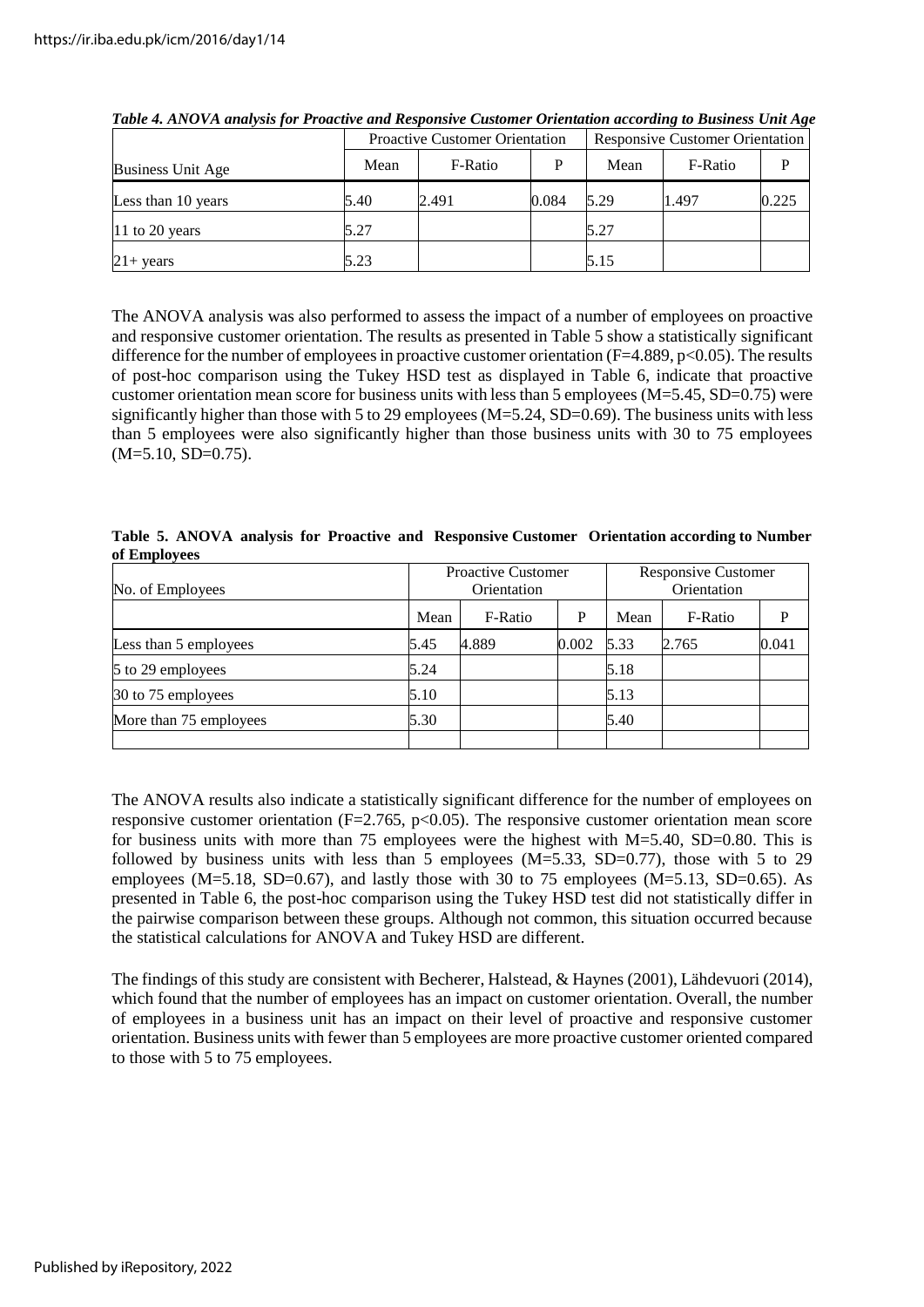*Table 4. ANOVA analysis for Proactive and Responsive Customer Orientation according to Business Unit Age*

| | Proactive Customer Orientation | | | Responsive Customer Orientation | | |
|---|---|---|---|---|---|---|
| Business Unit Age | Mean | F-Ratio | P | Mean | F-Ratio | P |
| Less than 10 years | 5.40 | 2.491 | 0.084 | 5.29 | 1.497 | 0.225 |
| 11 to 20 years | 5.27 | | | 5.27 | | |
| 21+ years | 5.23 | | | 5.15 | | |

The ANOVA analysis was also performed to assess the impact of a number of employees on proactive and responsive customer orientation. The results as presented in Table 5 show a statistically significant difference for the number of employees in proactive customer orientation ($F=4.889$, $p<0.05$). The results of post-hoc comparison using the Tukey HSD test as displayed in Table 6, indicate that proactive customer orientation mean score for business units with less than 5 employees ($M=5.45$, $SD=0.75$) were significantly higher than those with 5 to 29 employees ($M=5.24$, $SD=0.69$). The business units with less than 5 employees were also significantly higher than those business units with 30 to 75 employees ($M=5.10$, $SD=0.75$).

**Table 5. ANOVA analysis for Proactive and Responsive Customer Orientation according to Number of Employees**

| No. of Employees | Proactive Customer Orientation | | | Responsive Customer Orientation | | |
|---|---|---|---|---|---|---|
| | Mean | F-Ratio | P | Mean | F-Ratio | P |
| Less than 5 employees | 5.45 | 4.889 | 0.002 | 5.33 | 2.765 | 0.041 |
| 5 to 29 employees | 5.24 | | | 5.18 | | |
| 30 to 75 employees | 5.10 | | | 5.13 | | |
| More than 75 employees | 5.30 | | | 5.40 | | |

The ANOVA results also indicate a statistically significant difference for the number of employees on responsive customer orientation ($F=2.765$, $p<0.05$). The responsive customer orientation mean score for business units with more than 75 employees were the highest with $M=5.40$, $SD=0.80$. This is followed by business units with less than 5 employees ($M=5.33$, $SD=0.77$), those with 5 to 29 employees ($M=5.18$, $SD=0.67$), and lastly those with 30 to 75 employees ($M=5.13$, $SD=0.65$). As presented in Table 6, the post-hoc comparison using the Tukey HSD test did not statistically differ in the pairwise comparison between these groups. Although not common, this situation occurred because the statistical calculations for ANOVA and Tukey HSD are different.

The findings of this study are consistent with Becherer, Halstead, & Haynes (2001), Lähdevuori (2014), which found that the number of employees has an impact on customer orientation. Overall, the number of employees in a business unit has an impact on their level of proactive and responsive customer orientation. Business units with fewer than 5 employees are more proactive customer oriented compared to those with 5 to 75 employees.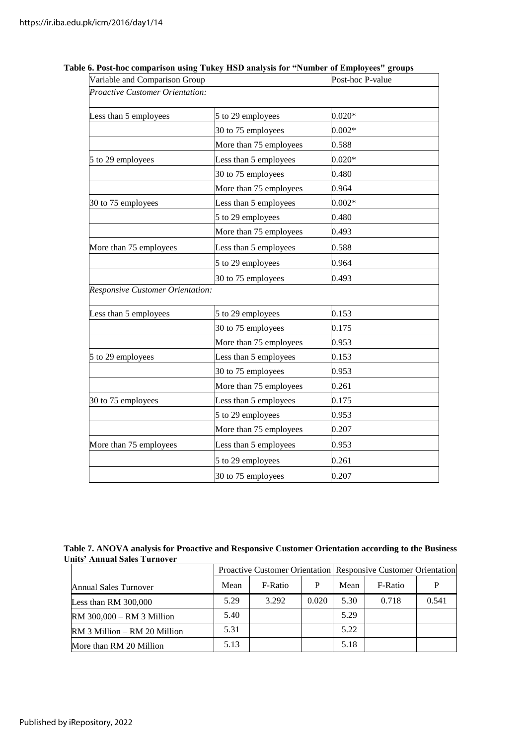**Table 6. Post-hoc comparison using Tukey HSD analysis for "Number of Employees" groups**

| Variable and Comparison Group | | Post-hoc P-value |
|---|---|---|
| *Proactive Customer Orientation:* | | |
| Less than 5 employees | 5 to 29 employees | 0.020* |
| | 30 to 75 employees | 0.002* |
| | More than 75 employees | 0.588 |
| 5 to 29 employees | Less than 5 employees | 0.020* |
| | 30 to 75 employees | 0.480 |
| | More than 75 employees | 0.964 |
| 30 to 75 employees | Less than 5 employees | 0.002* |
| | 5 to 29 employees | 0.480 |
| | More than 75 employees | 0.493 |
| More than 75 employees | Less than 5 employees | 0.588 |
| | 5 to 29 employees | 0.964 |
| | 30 to 75 employees | 0.493 |
| *Responsive Customer Orientation:* | | |
| Less than 5 employees | 5 to 29 employees | 0.153 |
| | 30 to 75 employees | 0.175 |
| | More than 75 employees | 0.953 |
| 5 to 29 employees | Less than 5 employees | 0.153 |
| | 30 to 75 employees | 0.953 |
| | More than 75 employees | 0.261 |
| 30 to 75 employees | Less than 5 employees | 0.175 |
| | 5 to 29 employees | 0.953 |
| | More than 75 employees | 0.207 |
| More than 75 employees | Less than 5 employees | 0.953 |
| | 5 to 29 employees | 0.261 |
| | 30 to 75 employees | 0.207 |

**Table 7. ANOVA analysis for Proactive and Responsive Customer Orientation according to the Business Units' Annual Sales Turnover**

| | Proactive Customer Orientation | | | Responsive Customer Orientation | | |
|---|---|---|---|---|---|---|
| Annual Sales Turnover | Mean | F-Ratio | P | Mean | F-Ratio | P |
| Less than RM 300,000 | 5.29 | 3.292 | 0.020 | 5.30 | 0.718 | 0.541 |
| RM 300,000 – RM 3 Million | 5.40 | | | 5.29 | | |
| RM 3 Million – RM 20 Million | 5.31 | | | 5.22 | | |
| More than RM 20 Million | 5.13 | | | 5.18 | | |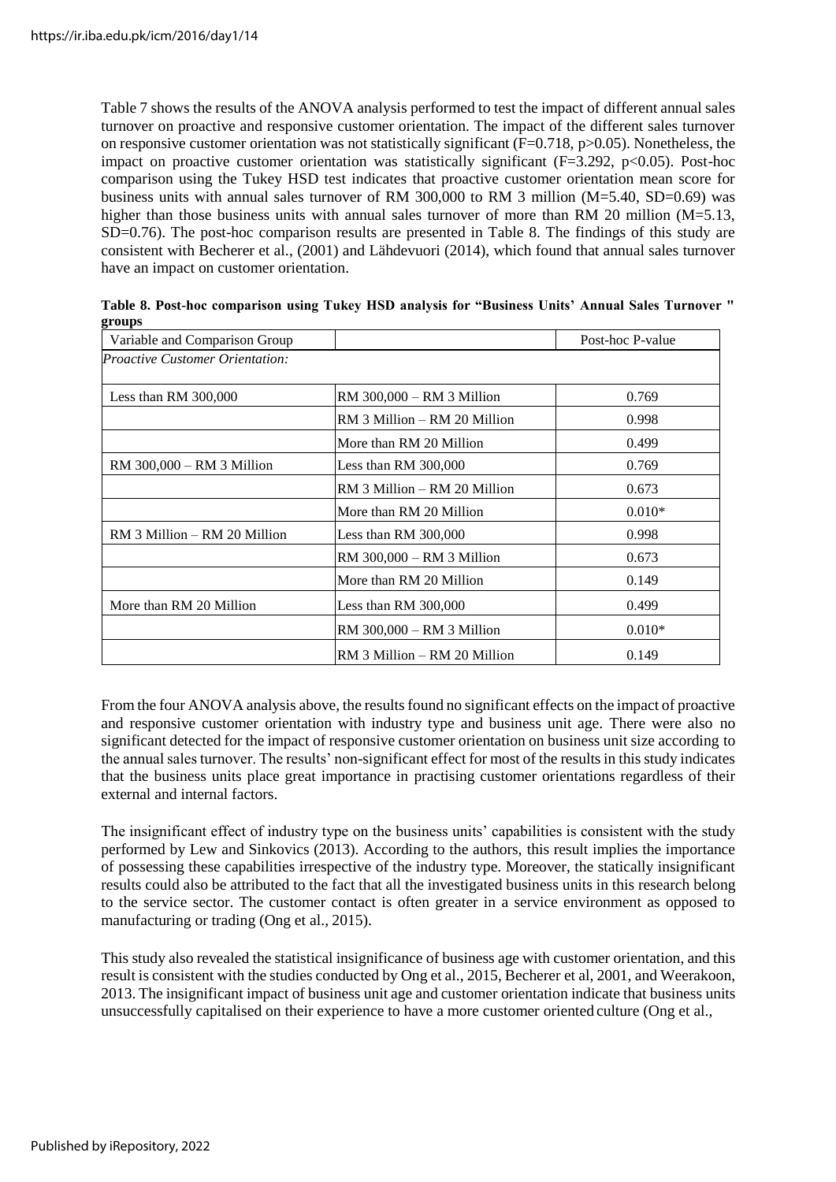Table 7 shows the results of the ANOVA analysis performed to test the impact of different annual sales turnover on proactive and responsive customer orientation. The impact of the different sales turnover on responsive customer orientation was not statistically significant ($F=0.718$, $p>0.05$). Nonetheless, the impact on proactive customer orientation was statistically significant ($F=3.292$, $p<0.05$). Post-hoc comparison using the Tukey HSD test indicates that proactive customer orientation mean score for business units with annual sales turnover of RM 300,000 to RM 3 million ($M=5.40$, $SD=0.69$) was higher than those business units with annual sales turnover of more than RM 20 million ($M=5.13$, $SD=0.76$). The post-hoc comparison results are presented in Table 8. The findings of this study are consistent with Becherer et al., (2001) and Lähdevuori (2014), which found that annual sales turnover have an impact on customer orientation.

**Table 8. Post-hoc comparison using Tukey HSD analysis for "Business Units' Annual Sales Turnover " groups**

| Variable and Comparison Group | | Post-hoc P-value |
|---|---|---|
| *Proactive Customer Orientation:* | | |
| Less than RM 300,000 | RM 300,000 – RM 3 Million | 0.769 |
| | RM 3 Million – RM 20 Million | 0.998 |
| | More than RM 20 Million | 0.499 |
| RM 300,000 – RM 3 Million | Less than RM 300,000 | 0.769 |
| | RM 3 Million – RM 20 Million | 0.673 |
| | More than RM 20 Million | 0.010* |
| RM 3 Million – RM 20 Million | Less than RM 300,000 | 0.998 |
| | RM 300,000 – RM 3 Million | 0.673 |
| | More than RM 20 Million | 0.149 |
| More than RM 20 Million | Less than RM 300,000 | 0.499 |
| | RM 300,000 – RM 3 Million | 0.010* |
| | RM 3 Million – RM 20 Million | 0.149 |

From the four ANOVA analysis above, the results found no significant effects on the impact of proactive and responsive customer orientation with industry type and business unit age. There were also no significant detected for the impact of responsive customer orientation on business unit size according to the annual sales turnover. The results' non-significant effect for most of the results in this study indicates that the business units place great importance in practising customer orientations regardless of their external and internal factors.

The insignificant effect of industry type on the business units' capabilities is consistent with the study performed by Lew and Sinkovics (2013). According to the authors, this result implies the importance of possessing these capabilities irrespective of the industry type. Moreover, the statically insignificant results could also be attributed to the fact that all the investigated business units in this research belong to the service sector. The customer contact is often greater in a service environment as opposed to manufacturing or trading (Ong et al., 2015).

This study also revealed the statistical insignificance of business age with customer orientation, and this result is consistent with the studies conducted by Ong et al., 2015, Becherer et al, 2001, and Weerakoon, 2013. The insignificant impact of business unit age and customer orientation indicate that business units unsuccessfully capitalised on their experience to have a more customer oriented culture (Ong et al.,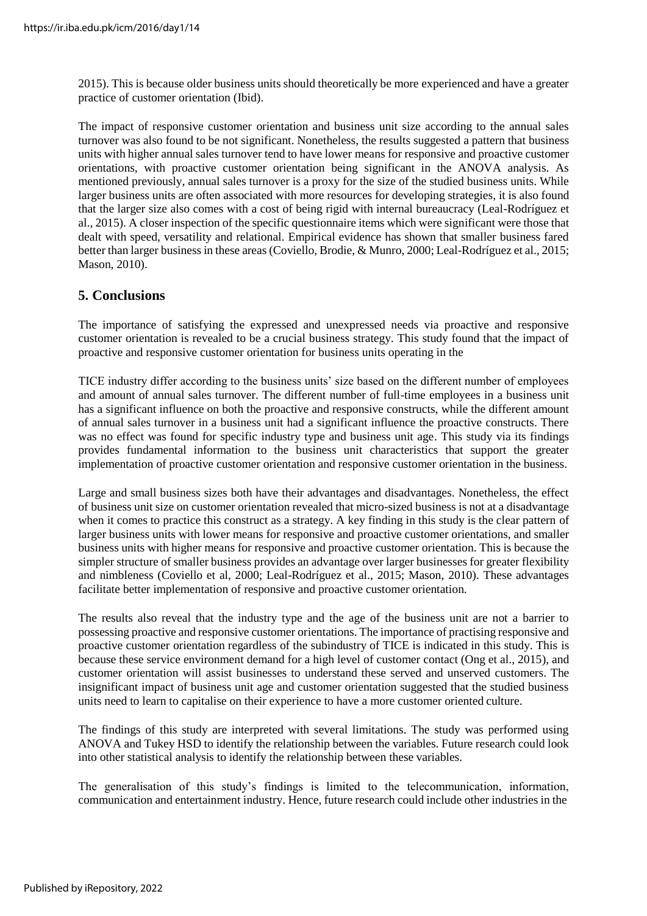2015). This is because older business units should theoretically be more experienced and have a greater practice of customer orientation (Ibid).

The impact of responsive customer orientation and business unit size according to the annual sales turnover was also found to be not significant. Nonetheless, the results suggested a pattern that business units with higher annual sales turnover tend to have lower means for responsive and proactive customer orientations, with proactive customer orientation being significant in the ANOVA analysis. As mentioned previously, annual sales turnover is a proxy for the size of the studied business units. While larger business units are often associated with more resources for developing strategies, it is also found that the larger size also comes with a cost of being rigid with internal bureaucracy (Leal-Rodríguez et al., 2015). A closer inspection of the specific questionnaire items which were significant were those that dealt with speed, versatility and relational. Empirical evidence has shown that smaller business fared better than larger business in these areas (Coviello, Brodie, & Munro, 2000; Leal-Rodríguez et al., 2015; Mason, 2010).

## 5. Conclusions

The importance of satisfying the expressed and unexpressed needs via proactive and responsive customer orientation is revealed to be a crucial business strategy. This study found that the impact of proactive and responsive customer orientation for business units operating in the

TICE industry differ according to the business units' size based on the different number of employees and amount of annual sales turnover. The different number of full-time employees in a business unit has a significant influence on both the proactive and responsive constructs, while the different amount of annual sales turnover in a business unit had a significant influence the proactive constructs. There was no effect was found for specific industry type and business unit age. This study via its findings provides fundamental information to the business unit characteristics that support the greater implementation of proactive customer orientation and responsive customer orientation in the business.

Large and small business sizes both have their advantages and disadvantages. Nonetheless, the effect of business unit size on customer orientation revealed that micro-sized business is not at a disadvantage when it comes to practice this construct as a strategy. A key finding in this study is the clear pattern of larger business units with lower means for responsive and proactive customer orientations, and smaller business units with higher means for responsive and proactive customer orientation. This is because the simpler structure of smaller business provides an advantage over larger businesses for greater flexibility and nimbleness (Coviello et al, 2000; Leal-Rodríguez et al., 2015; Mason, 2010). These advantages facilitate better implementation of responsive and proactive customer orientation.

The results also reveal that the industry type and the age of the business unit are not a barrier to possessing proactive and responsive customer orientations. The importance of practising responsive and proactive customer orientation regardless of the subindustry of TICE is indicated in this study. This is because these service environment demand for a high level of customer contact (Ong et al., 2015), and customer orientation will assist businesses to understand these served and unserved customers. The insignificant impact of business unit age and customer orientation suggested that the studied business units need to learn to capitalise on their experience to have a more customer oriented culture.

The findings of this study are interpreted with several limitations. The study was performed using ANOVA and Tukey HSD to identify the relationship between the variables. Future research could look into other statistical analysis to identify the relationship between these variables.

The generalisation of this study's findings is limited to the telecommunication, information, communication and entertainment industry. Hence, future research could include other industries in the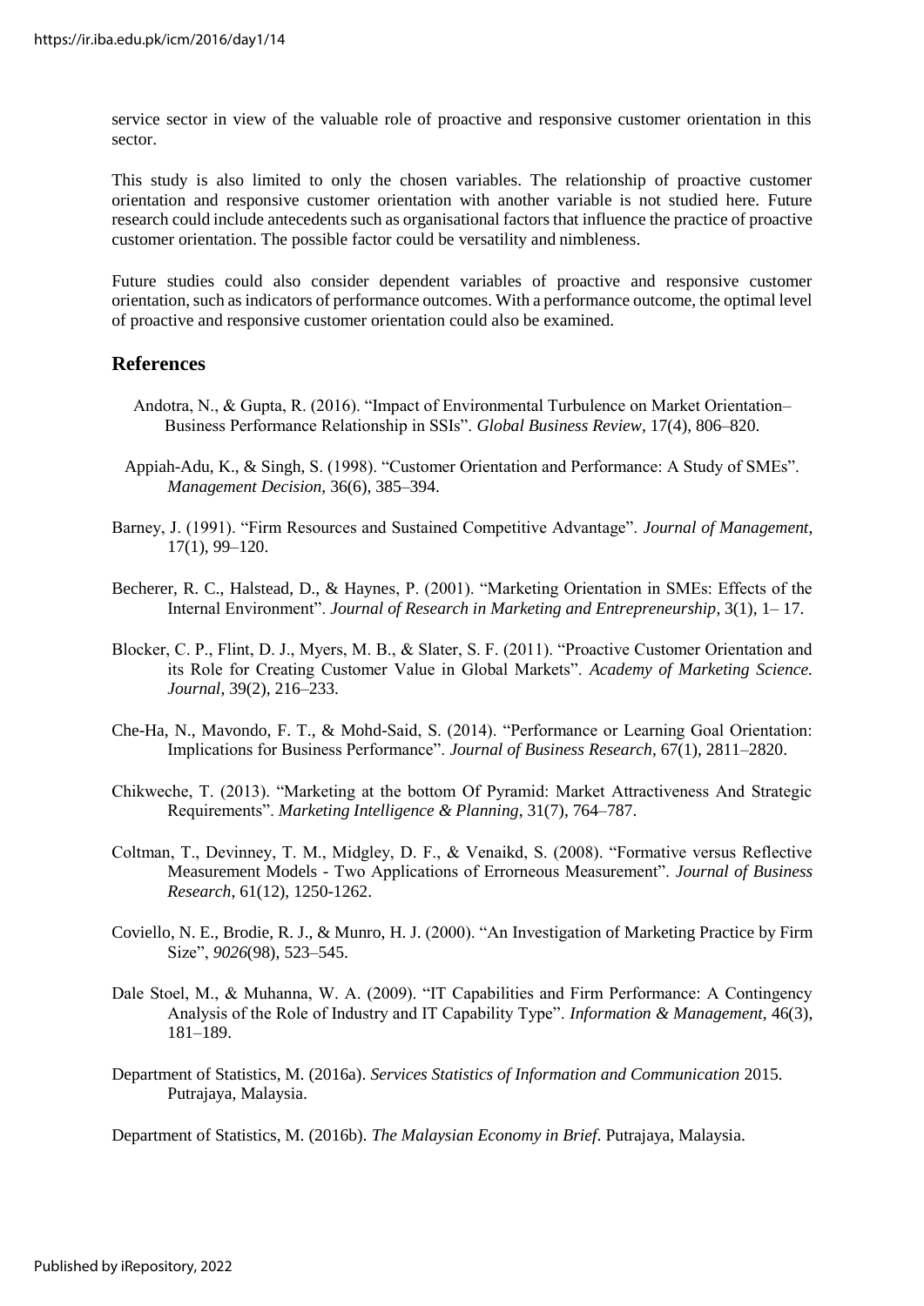service sector in view of the valuable role of proactive and responsive customer orientation in this sector.

This study is also limited to only the chosen variables. The relationship of proactive customer orientation and responsive customer orientation with another variable is not studied here. Future research could include antecedents such as organisational factors that influence the practice of proactive customer orientation. The possible factor could be versatility and nimbleness.

Future studies could also consider dependent variables of proactive and responsive customer orientation, such as indicators of performance outcomes. With a performance outcome, the optimal level of proactive and responsive customer orientation could also be examined.

## References

Andotra, N., & Gupta, R. (2016). "Impact of Environmental Turbulence on Market Orientation–Business Performance Relationship in SSIs". *Global Business Review*, 17(4), 806–820.

Appiah-Adu, K., & Singh, S. (1998). "Customer Orientation and Performance: A Study of SMEs". *Management Decision*, 36(6), 385–394.

Barney, J. (1991). "Firm Resources and Sustained Competitive Advantage". *Journal of Management*, 17(1), 99–120.

Becherer, R. C., Halstead, D., & Haynes, P. (2001). "Marketing Orientation in SMEs: Effects of the Internal Environment". *Journal of Research in Marketing and Entrepreneurship*, 3(1), 1– 17.

Blocker, C. P., Flint, D. J., Myers, M. B., & Slater, S. F. (2011). "Proactive Customer Orientation and its Role for Creating Customer Value in Global Markets". *Academy of Marketing Science. Journal*, 39(2), 216–233.

Che-Ha, N., Mavondo, F. T., & Mohd-Said, S. (2014). "Performance or Learning Goal Orientation: Implications for Business Performance". *Journal of Business Research*, 67(1), 2811–2820.

Chikweche, T. (2013). "Marketing at the bottom Of Pyramid: Market Attractiveness And Strategic Requirements". *Marketing Intelligence & Planning*, 31(7), 764–787.

Coltman, T., Devinney, T. M., Midgley, D. F., & Venaikd, S. (2008). "Formative versus Reflective Measurement Models - Two Applications of Errorneous Measurement". *Journal of Business Research*, 61(12), 1250-1262.

Coviello, N. E., Brodie, R. J., & Munro, H. J. (2000). "An Investigation of Marketing Practice by Firm Size", *9026*(98), 523–545.

Dale Stoel, M., & Muhanna, W. A. (2009). "IT Capabilities and Firm Performance: A Contingency Analysis of the Role of Industry and IT Capability Type". *Information & Management*, 46(3), 181–189.

Department of Statistics, M. (2016a). *Services Statistics of Information and Communication* 2015. Putrajaya, Malaysia.

Department of Statistics, M. (2016b). *The Malaysian Economy in Brief*. Putrajaya, Malaysia.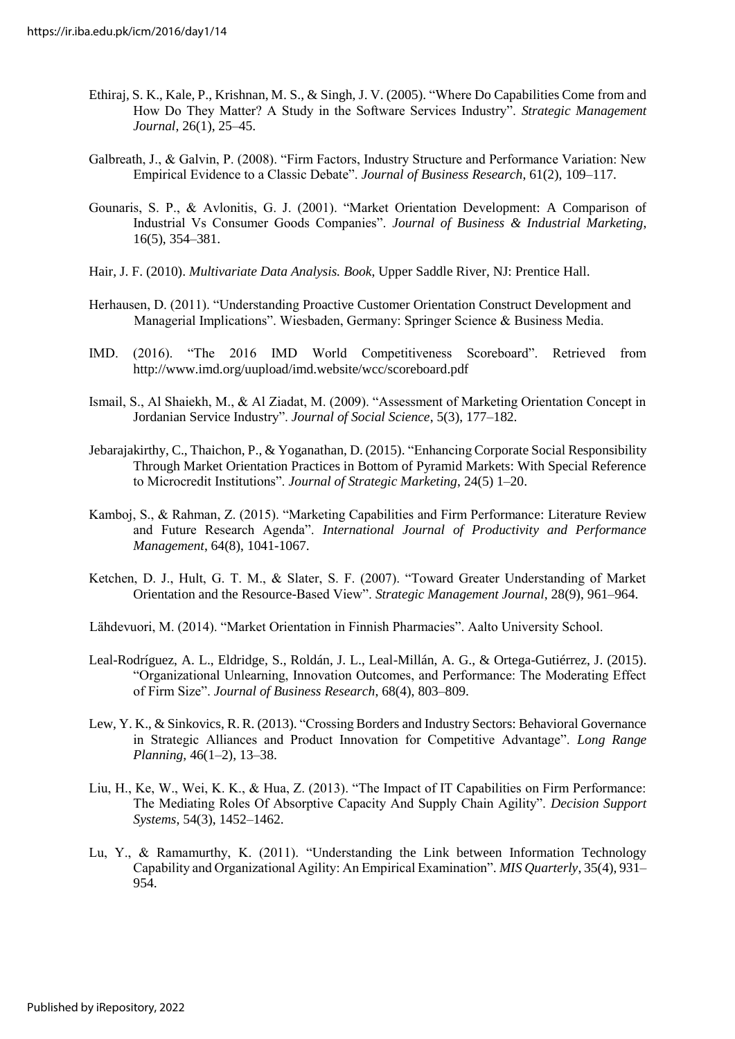Ethiraj, S. K., Kale, P., Krishnan, M. S., & Singh, J. V. (2005). "Where Do Capabilities Come from and How Do They Matter? A Study in the Software Services Industry". *Strategic Management Journal*, 26(1), 25–45.

Galbreath, J., & Galvin, P. (2008). "Firm Factors, Industry Structure and Performance Variation: New Empirical Evidence to a Classic Debate". *Journal of Business Research*, 61(2), 109–117.

Gounaris, S. P., & Avlonitis, G. J. (2001). "Market Orientation Development: A Comparison of Industrial Vs Consumer Goods Companies". *Journal of Business & Industrial Marketing*, 16(5), 354–381.

Hair, J. F. (2010). *Multivariate Data Analysis. Book*, Upper Saddle River, NJ: Prentice Hall.

Herhausen, D. (2011). "Understanding Proactive Customer Orientation Construct Development and Managerial Implications". Wiesbaden, Germany: Springer Science & Business Media.

IMD. (2016). "The 2016 IMD World Competitiveness Scoreboard". Retrieved from http://www.imd.org/uupload/imd.website/wcc/scoreboard.pdf

Ismail, S., Al Shaiekh, M., & Al Ziadat, M. (2009). "Assessment of Marketing Orientation Concept in Jordanian Service Industry". *Journal of Social Science*, 5(3), 177–182.

Jebarajakirthy, C., Thaichon, P., & Yoganathan, D. (2015). "Enhancing Corporate Social Responsibility Through Market Orientation Practices in Bottom of Pyramid Markets: With Special Reference to Microcredit Institutions". *Journal of Strategic Marketing*, 24(5) 1–20.

Kamboj, S., & Rahman, Z. (2015). "Marketing Capabilities and Firm Performance: Literature Review and Future Research Agenda". *International Journal of Productivity and Performance Management*, 64(8), 1041-1067.

Ketchen, D. J., Hult, G. T. M., & Slater, S. F. (2007). "Toward Greater Understanding of Market Orientation and the Resource-Based View". *Strategic Management Journal*, 28(9), 961–964.

Lähdevuori, M. (2014). "Market Orientation in Finnish Pharmacies". Aalto University School.

Leal-Rodríguez, A. L., Eldridge, S., Roldán, J. L., Leal-Millán, A. G., & Ortega-Gutiérrez, J. (2015). "Organizational Unlearning, Innovation Outcomes, and Performance: The Moderating Effect of Firm Size". *Journal of Business Research*, 68(4), 803–809.

Lew, Y. K., & Sinkovics, R. R. (2013). "Crossing Borders and Industry Sectors: Behavioral Governance in Strategic Alliances and Product Innovation for Competitive Advantage". *Long Range Planning*, 46(1–2), 13–38.

Liu, H., Ke, W., Wei, K. K., & Hua, Z. (2013). "The Impact of IT Capabilities on Firm Performance: The Mediating Roles Of Absorptive Capacity And Supply Chain Agility". *Decision Support Systems*, 54(3), 1452–1462.

Lu, Y., & Ramamurthy, K. (2011). "Understanding the Link between Information Technology Capability and Organizational Agility: An Empirical Examination". *MIS Quarterly*, 35(4), 931–954.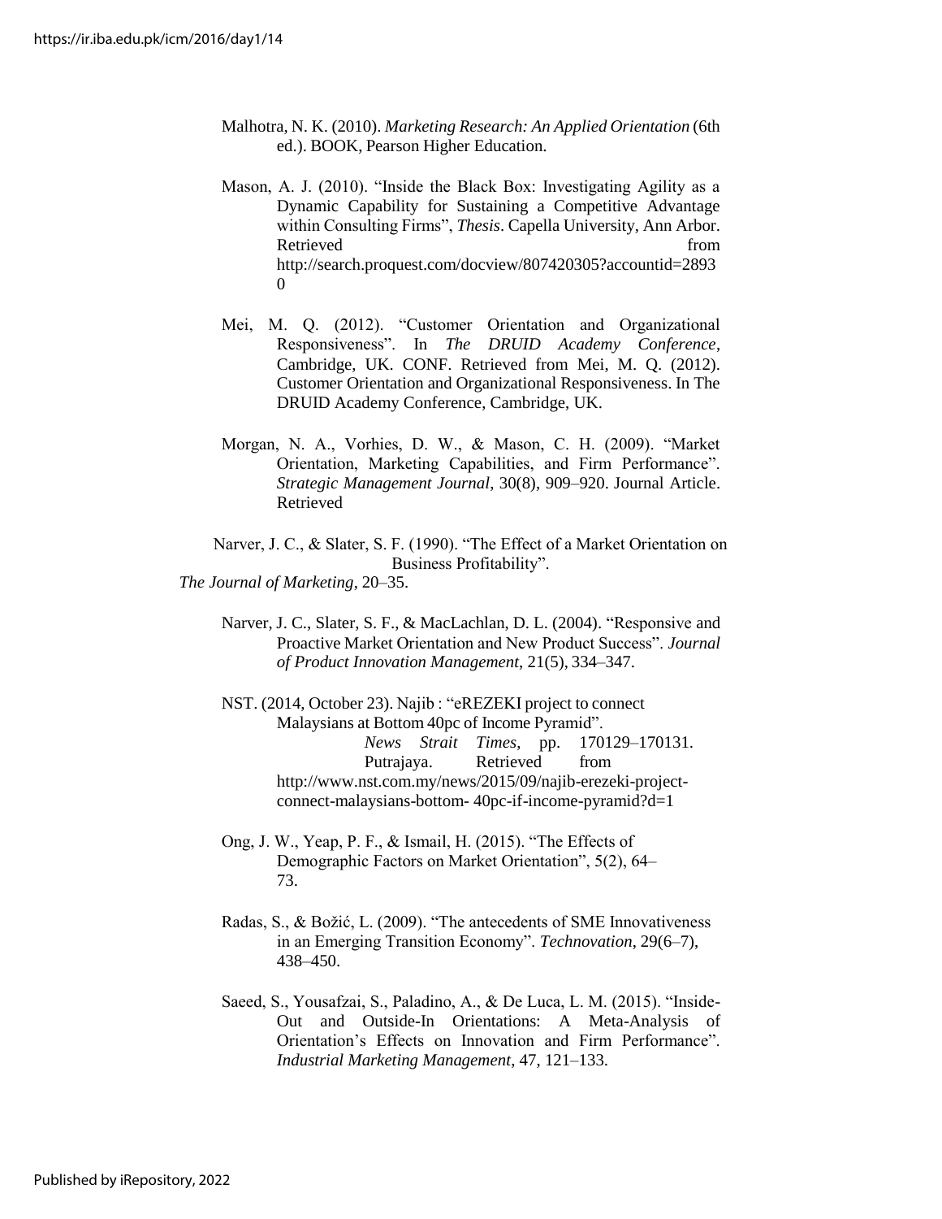Malhotra, N. K. (2010). *Marketing Research: An Applied Orientation* (6th ed.). BOOK, Pearson Higher Education.

Mason, A. J. (2010). "Inside the Black Box: Investigating Agility as a Dynamic Capability for Sustaining a Competitive Advantage within Consulting Firms", *Thesis*. Capella University, Ann Arbor. Retrieved from http://search.proquest.com/docview/807420305?accountid=28930

Mei, M. Q. (2012). "Customer Orientation and Organizational Responsiveness". In *The DRUID Academy Conference*, Cambridge, UK. CONF. Retrieved from Mei, M. Q. (2012). Customer Orientation and Organizational Responsiveness. In The DRUID Academy Conference, Cambridge, UK.

Morgan, N. A., Vorhies, D. W., & Mason, C. H. (2009). "Market Orientation, Marketing Capabilities, and Firm Performance". *Strategic Management Journal*, 30(8), 909–920. Journal Article. Retrieved

Narver, J. C., & Slater, S. F. (1990). "The Effect of a Market Orientation on Business Profitability". *The Journal of Marketing*, 20–35.

Narver, J. C., Slater, S. F., & MacLachlan, D. L. (2004). "Responsive and Proactive Market Orientation and New Product Success". *Journal of Product Innovation Management*, 21(5), 334–347.

NST. (2014, October 23). Najib : "eREZEKI project to connect Malaysians at Bottom 40pc of Income Pyramid". *News Strait Times*, pp. 170129–170131. Putrajaya. Retrieved from http://www.nst.com.my/news/2015/09/najib-erezeki-project-connect-malaysians-bottom- 40pc-if-income-pyramid?d=1

Ong, J. W., Yeap, P. F., & Ismail, H. (2015). "The Effects of Demographic Factors on Market Orientation", 5(2), 64–73.

Radas, S., & Božić, L. (2009). "The antecedents of SME Innovativeness in an Emerging Transition Economy". *Technovation*, 29(6–7), 438–450.

Saeed, S., Yousafzai, S., Paladino, A., & De Luca, L. M. (2015). "Inside-Out and Outside-In Orientations: A Meta-Analysis of Orientation's Effects on Innovation and Firm Performance". *Industrial Marketing Management*, 47, 121–133.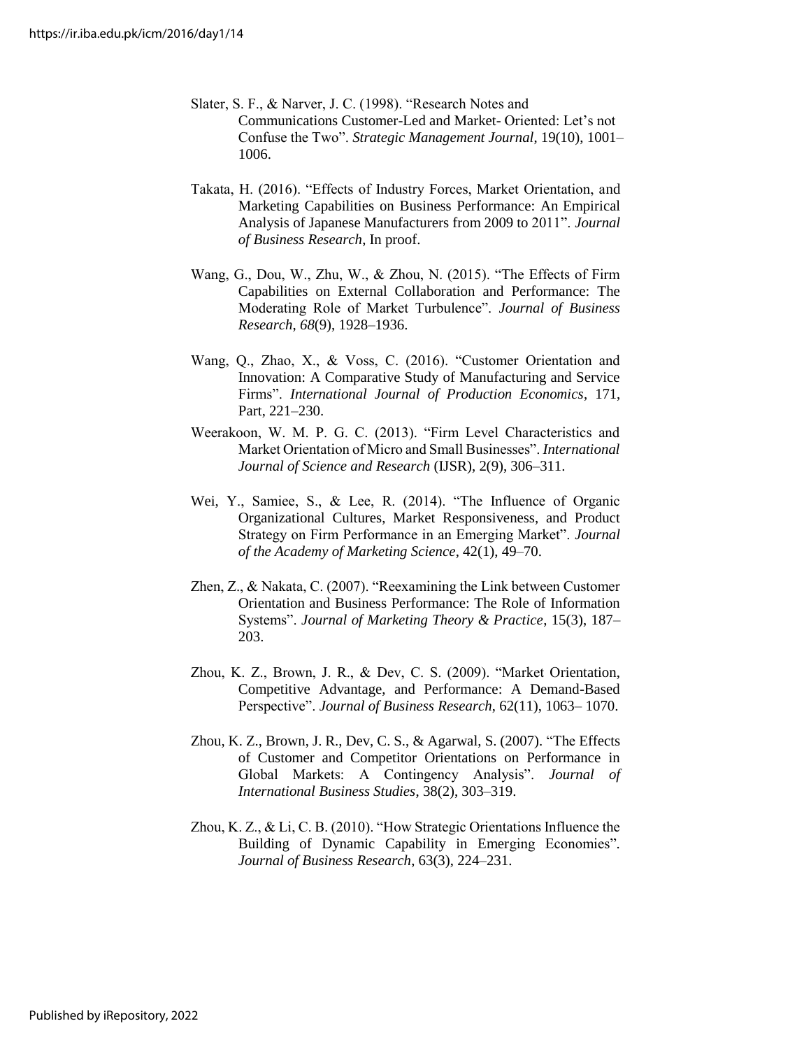Slater, S. F., & Narver, J. C. (1998). "Research Notes and Communications Customer-Led and Market- Oriented: Let's not Confuse the Two". *Strategic Management Journal*, 19(10), 1001–1006.

Takata, H. (2016). "Effects of Industry Forces, Market Orientation, and Marketing Capabilities on Business Performance: An Empirical Analysis of Japanese Manufacturers from 2009 to 2011". *Journal of Business Research*, In proof.

Wang, G., Dou, W., Zhu, W., & Zhou, N. (2015). "The Effects of Firm Capabilities on External Collaboration and Performance: The Moderating Role of Market Turbulence". *Journal of Business Research*, *68*(9), 1928–1936.

Wang, Q., Zhao, X., & Voss, C. (2016). "Customer Orientation and Innovation: A Comparative Study of Manufacturing and Service Firms". *International Journal of Production Economics*, 171, Part, 221–230.

Weerakoon, W. M. P. G. C. (2013). "Firm Level Characteristics and Market Orientation of Micro and Small Businesses". *International Journal of Science and Research* (IJSR), 2(9), 306–311.

Wei, Y., Samiee, S., & Lee, R. (2014). "The Influence of Organic Organizational Cultures, Market Responsiveness, and Product Strategy on Firm Performance in an Emerging Market". *Journal of the Academy of Marketing Science*, 42(1), 49–70.

Zhen, Z., & Nakata, C. (2007). "Reexamining the Link between Customer Orientation and Business Performance: The Role of Information Systems". *Journal of Marketing Theory & Practice*, 15(3), 187–203.

Zhou, K. Z., Brown, J. R., & Dev, C. S. (2009). "Market Orientation, Competitive Advantage, and Performance: A Demand-Based Perspective". *Journal of Business Research*, 62(11), 1063– 1070.

Zhou, K. Z., Brown, J. R., Dev, C. S., & Agarwal, S. (2007). "The Effects of Customer and Competitor Orientations on Performance in Global Markets: A Contingency Analysis". *Journal of International Business Studies*, 38(2), 303–319.

Zhou, K. Z., & Li, C. B. (2010). "How Strategic Orientations Influence the Building of Dynamic Capability in Emerging Economies". *Journal of Business Research*, 63(3), 224–231.